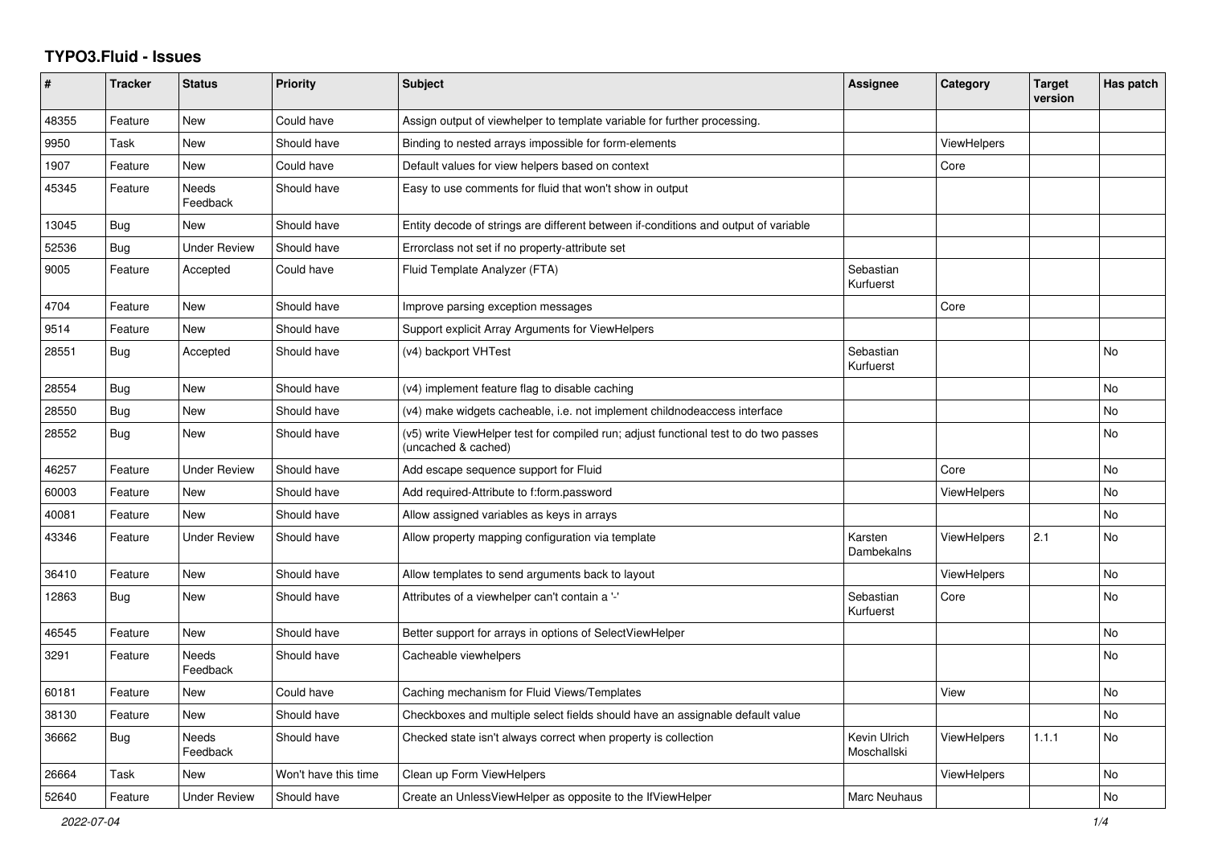# TYPO3.Fluid - Issues

| # | Tracker | Status | Priority | Subject | Assignee | Category | Target version | Has patch |
|---|---|---|---|---|---|---|---|---|
| 48355 | Feature | New | Could have | Assign output of viewhelper to template variable for further processing. | | | | |
| 9950 | Task | New | Should have | Binding to nested arrays impossible for form-elements | | ViewHelpers | | |
| 1907 | Feature | New | Could have | Default values for view helpers based on context | | Core | | |
| 45345 | Feature | Needs Feedback | Should have | Easy to use comments for fluid that won't show in output | | | | |
| 13045 | Bug | New | Should have | Entity decode of strings are different between if-conditions and output of variable | | | | |
| 52536 | Bug | Under Review | Should have | Errorclass not set if no property-attribute set | | | | |
| 9005 | Feature | Accepted | Could have | Fluid Template Analyzer (FTA) | Sebastian Kurfuerst | | | |
| 4704 | Feature | New | Should have | Improve parsing exception messages | | Core | | |
| 9514 | Feature | New | Should have | Support explicit Array Arguments for ViewHelpers | | | | |
| 28551 | Bug | Accepted | Should have | (v4) backport VHTest | Sebastian Kurfuerst | | | No |
| 28554 | Bug | New | Should have | (v4) implement feature flag to disable caching | | | | No |
| 28550 | Bug | New | Should have | (v4) make widgets cacheable, i.e. not implement childnodeaccess interface | | | | No |
| 28552 | Bug | New | Should have | (v5) write ViewHelper test for compiled run; adjust functional test to do two passes (uncached & cached) | | | | No |
| 46257 | Feature | Under Review | Should have | Add escape sequence support for Fluid | | Core | | No |
| 60003 | Feature | New | Should have | Add required-Attribute to f:form.password | | ViewHelpers | | No |
| 40081 | Feature | New | Should have | Allow assigned variables as keys in arrays | | | | No |
| 43346 | Feature | Under Review | Should have | Allow property mapping configuration via template | Karsten Dambekalns | ViewHelpers | 2.1 | No |
| 36410 | Feature | New | Should have | Allow templates to send arguments back to layout | | ViewHelpers | | No |
| 12863 | Bug | New | Should have | Attributes of a viewhelper can't contain a '-' | Sebastian Kurfuerst | Core | | No |
| 46545 | Feature | New | Should have | Better support for arrays in options of SelectViewHelper | | | | No |
| 3291 | Feature | Needs Feedback | Should have | Cacheable viewhelpers | | | | No |
| 60181 | Feature | New | Could have | Caching mechanism for Fluid Views/Templates | | View | | No |
| 38130 | Feature | New | Should have | Checkboxes and multiple select fields should have an assignable default value | | | | No |
| 36662 | Bug | Needs Feedback | Should have | Checked state isn't always correct when property is collection | Kevin Ulrich Moschallski | ViewHelpers | 1.1.1 | No |
| 26664 | Task | New | Won't have this time | Clean up Form ViewHelpers | | ViewHelpers | | No |
| 52640 | Feature | Under Review | Should have | Create an UnlessViewHelper as opposite to the IfViewHelper | Marc Neuhaus | | | No |

*2022-07-04*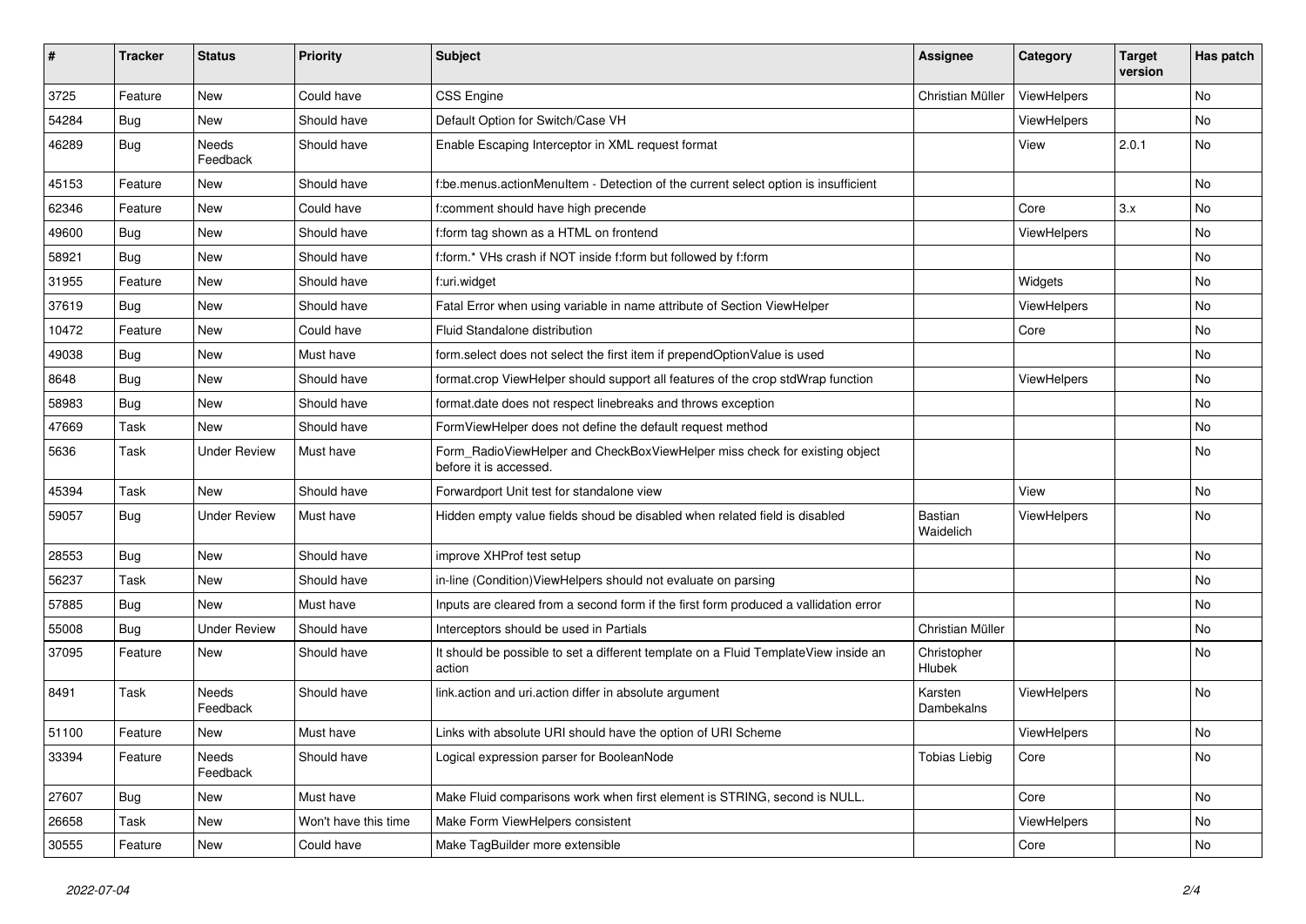| # | Tracker | Status | Priority | Subject | Assignee | Category | Target version | Has patch |
|---|---|---|---|---|---|---|---|---|
| 3725 | Feature | New | Could have | CSS Engine | Christian Müller | ViewHelpers | | No |
| 54284 | Bug | New | Should have | Default Option for Switch/Case VH | | ViewHelpers | | No |
| 46289 | Bug | Needs Feedback | Should have | Enable Escaping Interceptor in XML request format | | View | 2.0.1 | No |
| 45153 | Feature | New | Should have | f:be.menus.actionMenuItem - Detection of the current select option is insufficient | | | | No |
| 62346 | Feature | New | Could have | f:comment should have high precende | | Core | 3.x | No |
| 49600 | Bug | New | Should have | f:form tag shown as a HTML on frontend | | ViewHelpers | | No |
| 58921 | Bug | New | Should have | f:form.* VHs crash if NOT inside f:form but followed by f:form | | | | No |
| 31955 | Feature | New | Should have | f:uri.widget | | Widgets | | No |
| 37619 | Bug | New | Should have | Fatal Error when using variable in name attribute of Section ViewHelper | | ViewHelpers | | No |
| 10472 | Feature | New | Could have | Fluid Standalone distribution | | Core | | No |
| 49038 | Bug | New | Must have | form.select does not select the first item if prependOptionValue is used | | | | No |
| 8648 | Bug | New | Should have | format.crop ViewHelper should support all features of the crop stdWrap function | | ViewHelpers | | No |
| 58983 | Bug | New | Should have | format.date does not respect linebreaks and throws exception | | | | No |
| 47669 | Task | New | Should have | FormViewHelper does not define the default request method | | | | No |
| 5636 | Task | Under Review | Must have | Form_RadioViewHelper and CheckBoxViewHelper miss check for existing object before it is accessed. | | | | No |
| 45394 | Task | New | Should have | Forwardport Unit test for standalone view | | View | | No |
| 59057 | Bug | Under Review | Must have | Hidden empty value fields shoud be disabled when related field is disabled | Bastian Waidelich | ViewHelpers | | No |
| 28553 | Bug | New | Should have | improve XHProf test setup | | | | No |
| 56237 | Task | New | Should have | in-line (Condition)ViewHelpers should not evaluate on parsing | | | | No |
| 57885 | Bug | New | Must have | Inputs are cleared from a second form if the first form produced a vallidation error | | | | No |
| 55008 | Bug | Under Review | Should have | Interceptors should be used in Partials | Christian Müller | | | No |
| 37095 | Feature | New | Should have | It should be possible to set a different template on a Fluid TemplateView inside an action | Christopher Hlubek | | | No |
| 8491 | Task | Needs Feedback | Should have | link.action and uri.action differ in absolute argument | Karsten Dambekalns | ViewHelpers | | No |
| 51100 | Feature | New | Must have | Links with absolute URI should have the option of URI Scheme | | ViewHelpers | | No |
| 33394 | Feature | Needs Feedback | Should have | Logical expression parser for BooleanNode | Tobias Liebig | Core | | No |
| 27607 | Bug | New | Must have | Make Fluid comparisons work when first element is STRING, second is NULL. | | Core | | No |
| 26658 | Task | New | Won't have this time | Make Form ViewHelpers consistent | | ViewHelpers | | No |
| 30555 | Feature | New | Could have | Make TagBuilder more extensible | | Core | | No |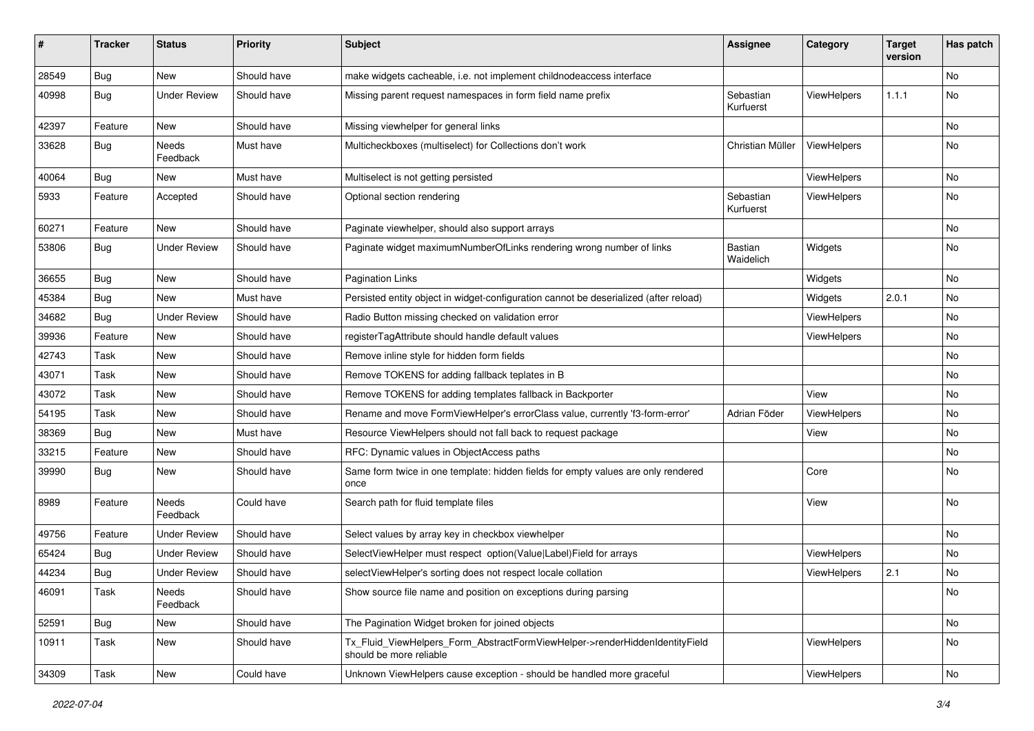| # | Tracker | Status | Priority | Subject | Assignee | Category | Target version | Has patch |
|---|---|---|---|---|---|---|---|---|
| 28549 | Bug | New | Should have | make widgets cacheable, i.e. not implement childnodeaccess interface | | | | No |
| 40998 | Bug | Under Review | Should have | Missing parent request namespaces in form field name prefix | Sebastian Kurfuerst | ViewHelpers | 1.1.1 | No |
| 42397 | Feature | New | Should have | Missing viewhelper for general links | | | | No |
| 33628 | Bug | Needs Feedback | Must have | Multicheckboxes (multiselect) for Collections don't work | Christian Müller | ViewHelpers | | No |
| 40064 | Bug | New | Must have | Multiselect is not getting persisted | | ViewHelpers | | No |
| 5933 | Feature | Accepted | Should have | Optional section rendering | Sebastian Kurfuerst | ViewHelpers | | No |
| 60271 | Feature | New | Should have | Paginate viewhelper, should also support arrays | | | | No |
| 53806 | Bug | Under Review | Should have | Paginate widget maximumNumberOfLinks rendering wrong number of links | Bastian Waidelich | Widgets | | No |
| 36655 | Bug | New | Should have | Pagination Links | | Widgets | | No |
| 45384 | Bug | New | Must have | Persisted entity object in widget-configuration cannot be deserialized (after reload) | | Widgets | 2.0.1 | No |
| 34682 | Bug | Under Review | Should have | Radio Button missing checked on validation error | | ViewHelpers | | No |
| 39936 | Feature | New | Should have | registerTagAttribute should handle default values | | ViewHelpers | | No |
| 42743 | Task | New | Should have | Remove inline style for hidden form fields | | | | No |
| 43071 | Task | New | Should have | Remove TOKENS for adding fallback teplates in B | | | | No |
| 43072 | Task | New | Should have | Remove TOKENS for adding templates fallback in Backporter | | View | | No |
| 54195 | Task | New | Should have | Rename and move FormViewHelper's errorClass value, currently 'f3-form-error' | Adrian Föder | ViewHelpers | | No |
| 38369 | Bug | New | Must have | Resource ViewHelpers should not fall back to request package | | View | | No |
| 33215 | Feature | New | Should have | RFC: Dynamic values in ObjectAccess paths | | | | No |
| 39990 | Bug | New | Should have | Same form twice in one template: hidden fields for empty values are only rendered once | | Core | | No |
| 8989 | Feature | Needs Feedback | Could have | Search path for fluid template files | | View | | No |
| 49756 | Feature | Under Review | Should have | Select values by array key in checkbox viewhelper | | | | No |
| 65424 | Bug | Under Review | Should have | SelectViewHelper must respect option(Value\|Label)Field for arrays | | ViewHelpers | | No |
| 44234 | Bug | Under Review | Should have | selectViewHelper's sorting does not respect locale collation | | ViewHelpers | 2.1 | No |
| 46091 | Task | Needs Feedback | Should have | Show source file name and position on exceptions during parsing | | | | No |
| 52591 | Bug | New | Should have | The Pagination Widget broken for joined objects | | | | No |
| 10911 | Task | New | Should have | Tx_Fluid_ViewHelpers_Form_AbstractFormViewHelper->renderHiddenIdentityField should be more reliable | | ViewHelpers | | No |
| 34309 | Task | New | Could have | Unknown ViewHelpers cause exception - should be handled more graceful | | ViewHelpers | | No |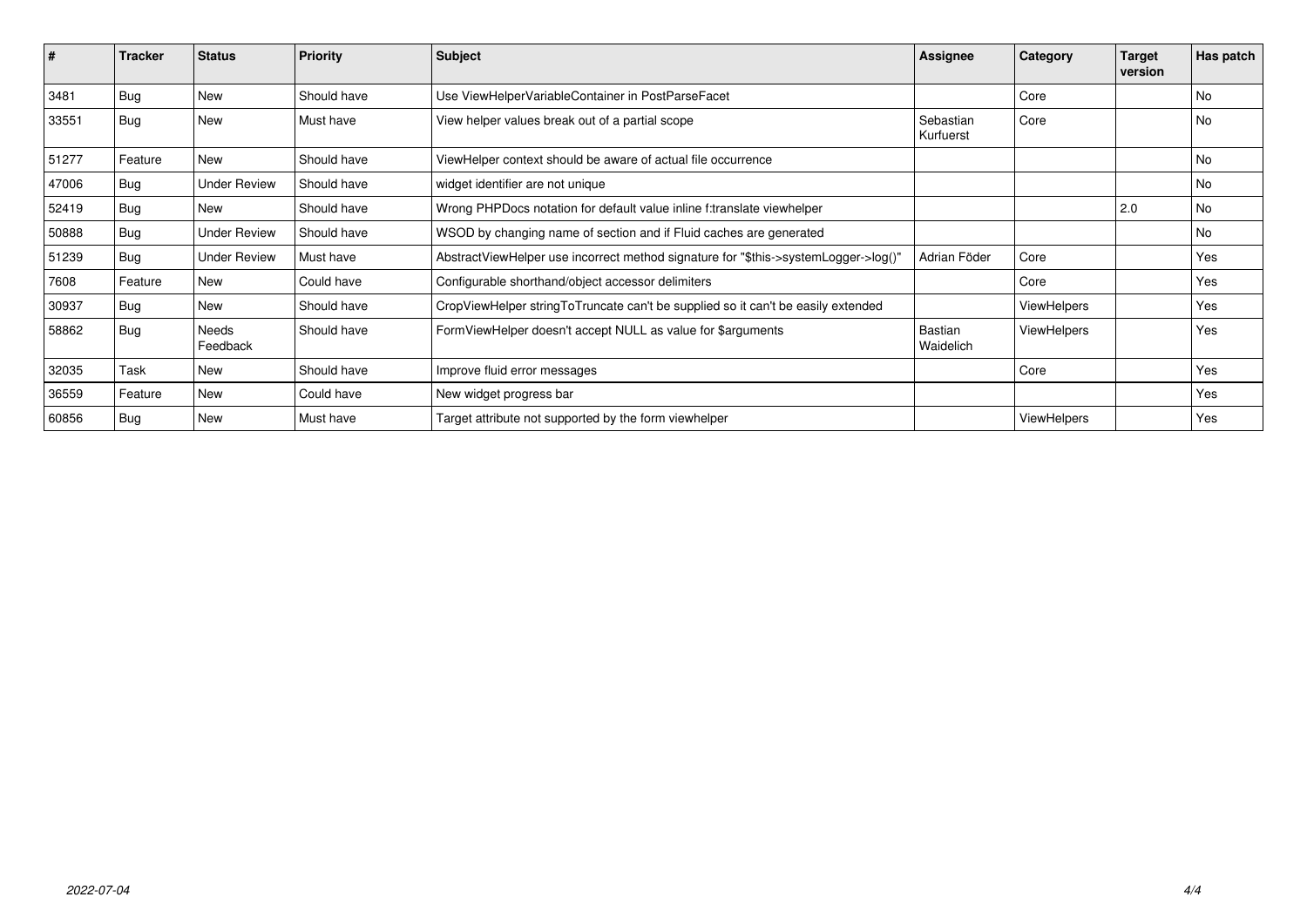| # | Tracker | Status | Priority | Subject | Assignee | Category | Target version | Has patch |
|---|---|---|---|---|---|---|---|---|
| 3481 | Bug | New | Should have | Use ViewHelperVariableContainer in PostParseFacet | | Core | | No |
| 33551 | Bug | New | Must have | View helper values break out of a partial scope | Sebastian Kurfuerst | Core | | No |
| 51277 | Feature | New | Should have | ViewHelper context should be aware of actual file occurrence | | | | No |
| 47006 | Bug | Under Review | Should have | widget identifier are not unique | | | | No |
| 52419 | Bug | New | Should have | Wrong PHPDocs notation for default value inline f:translate viewhelper | | | 2.0 | No |
| 50888 | Bug | Under Review | Should have | WSOD by changing name of section and if Fluid caches are generated | | | | No |
| 51239 | Bug | Under Review | Must have | AbstractViewHelper use incorrect method signature for "$this->systemLogger->log()" | Adrian Föder | Core | | Yes |
| 7608 | Feature | New | Could have | Configurable shorthand/object accessor delimiters | | Core | | Yes |
| 30937 | Bug | New | Should have | CropViewHelper stringToTruncate can't be supplied so it can't be easily extended | | ViewHelpers | | Yes |
| 58862 | Bug | Needs Feedback | Should have | FormViewHelper doesn't accept NULL as value for $arguments | Bastian Waidelich | ViewHelpers | | Yes |
| 32035 | Task | New | Should have | Improve fluid error messages | | Core | | Yes |
| 36559 | Feature | New | Could have | New widget progress bar | | | | Yes |
| 60856 | Bug | New | Must have | Target attribute not supported by the form viewhelper | | ViewHelpers | | Yes |

*2022-07-04*